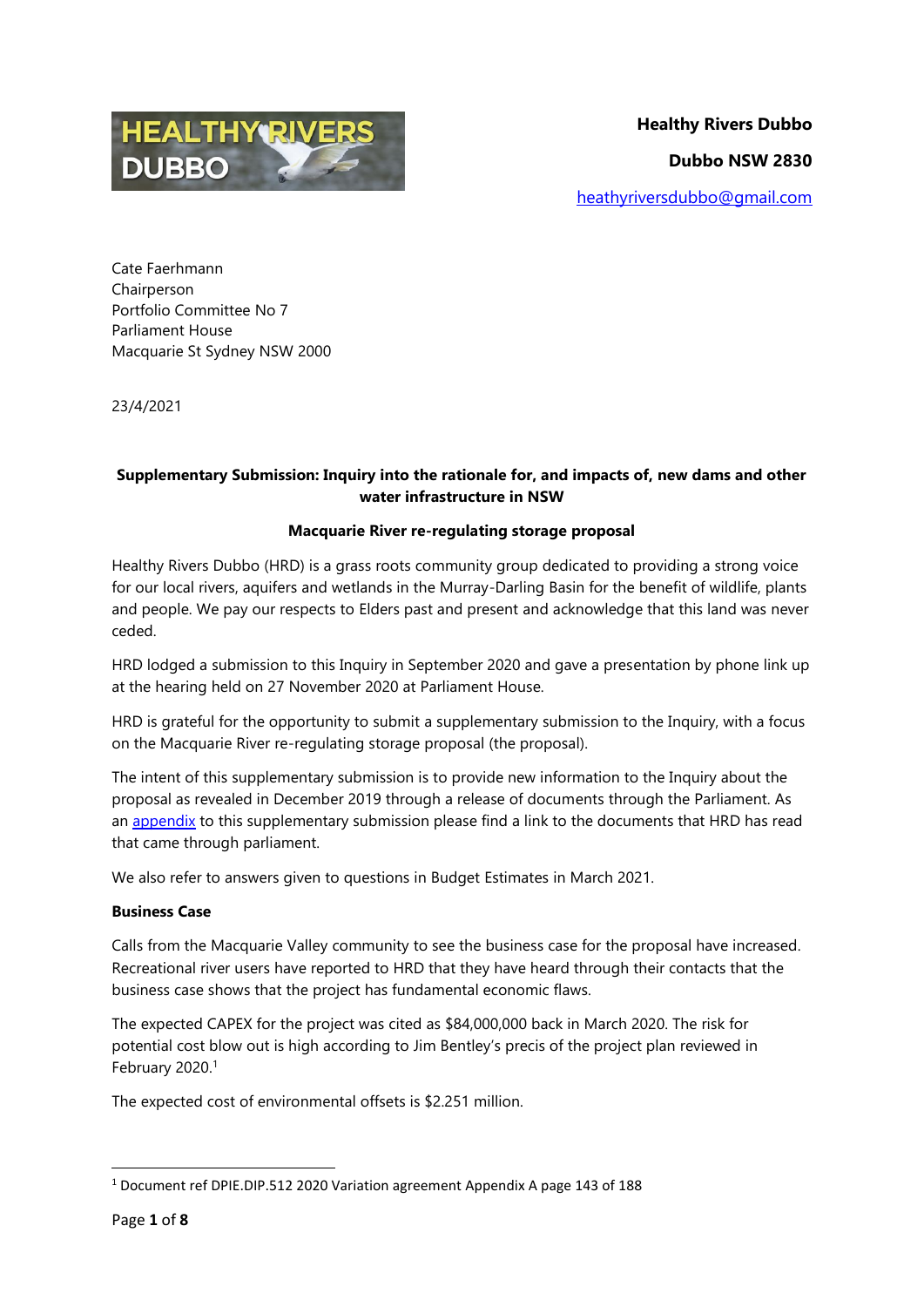**Healthy Rivers Dubbo**

**Dubbo NSW 2830**

heathyriversdubbo@gmail.com

Cate Faerhmann
Chairperson
Portfolio Committee No 7
Parliament House
Macquarie St Sydney NSW 2000

23/4/2021

**Supplementary Submission: Inquiry into the rationale for, and impacts of, new dams and other water infrastructure in NSW**

**Macquarie River re-regulating storage proposal**

Healthy Rivers Dubbo (HRD) is a grass roots community group dedicated to providing a strong voice for our local rivers, aquifers and wetlands in the Murray-Darling Basin for the benefit of wildlife, plants and people. We pay our respects to Elders past and present and acknowledge that this land was never ceded.

HRD lodged a submission to this Inquiry in September 2020 and gave a presentation by phone link up at the hearing held on 27 November 2020 at Parliament House.

HRD is grateful for the opportunity to submit a supplementary submission to the Inquiry, with a focus on the Macquarie River re-regulating storage proposal (the proposal).

The intent of this supplementary submission is to provide new information to the Inquiry about the proposal as revealed in December 2019 through a release of documents through the Parliament. As an appendix to this supplementary submission please find a link to the documents that HRD has read that came through parliament.

We also refer to answers given to questions in Budget Estimates in March 2021.

**Business Case**

Calls from the Macquarie Valley community to see the business case for the proposal have increased. Recreational river users have reported to HRD that they have heard through their contacts that the business case shows that the project has fundamental economic flaws.

The expected CAPEX for the project was cited as $84,000,000 back in March 2020. The risk for potential cost blow out is high according to Jim Bentley's precis of the project plan reviewed in February 2020.[1]

The expected cost of environmental offsets is $2.251 million.

[1] Document ref DPIE.DIP.512 2020 Variation agreement Appendix A page 143 of 188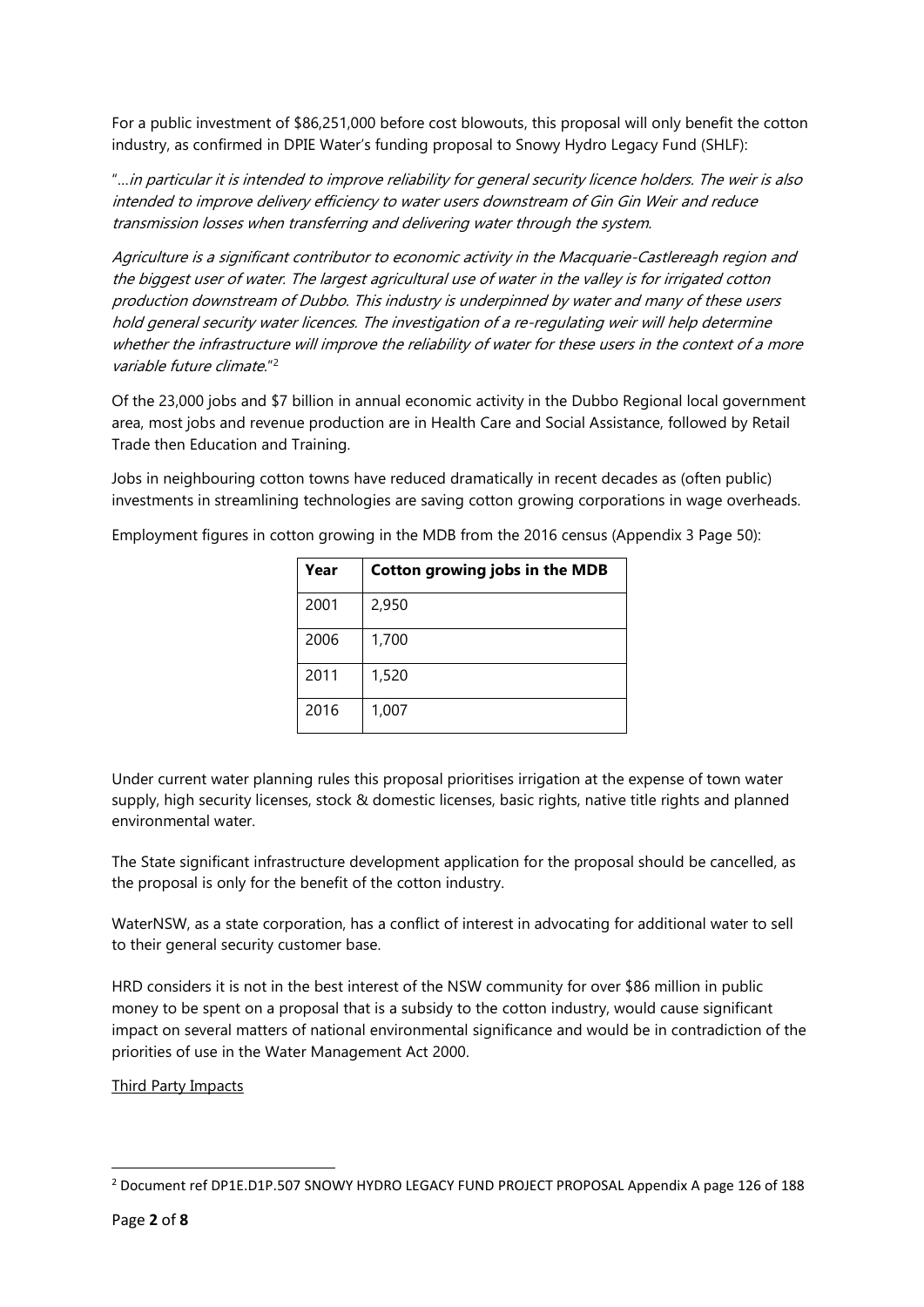For a public investment of $86,251,000 before cost blowouts, this proposal will only benefit the cotton industry, as confirmed in DPIE Water's funding proposal to Snowy Hydro Legacy Fund (SHLF):

"…*in particular it is intended to improve reliability for general security licence holders. The weir is also intended to improve delivery efficiency to water users downstream of Gin Gin Weir and reduce transmission losses when transferring and delivering water through the system.*

*Agriculture is a significant contributor to economic activity in the Macquarie-Castlereagh region and the biggest user of water. The largest agricultural use of water in the valley is for irrigated cotton production downstream of Dubbo. This industry is underpinned by water and many of these users hold general security water licences. The investigation of a re-regulating weir will help determine whether the infrastructure will improve the reliability of water for these users in the context of a more variable future climate.*"[2]

Of the 23,000 jobs and $7 billion in annual economic activity in the Dubbo Regional local government area, most jobs and revenue production are in Health Care and Social Assistance, followed by Retail Trade then Education and Training.

Jobs in neighbouring cotton towns have reduced dramatically in recent decades as (often public) investments in streamlining technologies are saving cotton growing corporations in wage overheads.

Employment figures in cotton growing in the MDB from the 2016 census (Appendix 3 Page 50):

| Year | Cotton growing jobs in the MDB |
|---|---|
| 2001 | 2,950 |
| 2006 | 1,700 |
| 2011 | 1,520 |
| 2016 | 1,007 |

Under current water planning rules this proposal prioritises irrigation at the expense of town water supply, high security licenses, stock & domestic licenses, basic rights, native title rights and planned environmental water.

The State significant infrastructure development application for the proposal should be cancelled, as the proposal is only for the benefit of the cotton industry.

WaterNSW, as a state corporation, has a conflict of interest in advocating for additional water to sell to their general security customer base.

HRD considers it is not in the best interest of the NSW community for over $86 million in public money to be spent on a proposal that is a subsidy to the cotton industry, would cause significant impact on several matters of national environmental significance and would be in contradiction of the priorities of use in the Water Management Act 2000.

<u>Third Party Impacts</u>

[2] Document ref DP1E.D1P.507 SNOWY HYDRO LEGACY FUND PROJECT PROPOSAL Appendix A page 126 of 188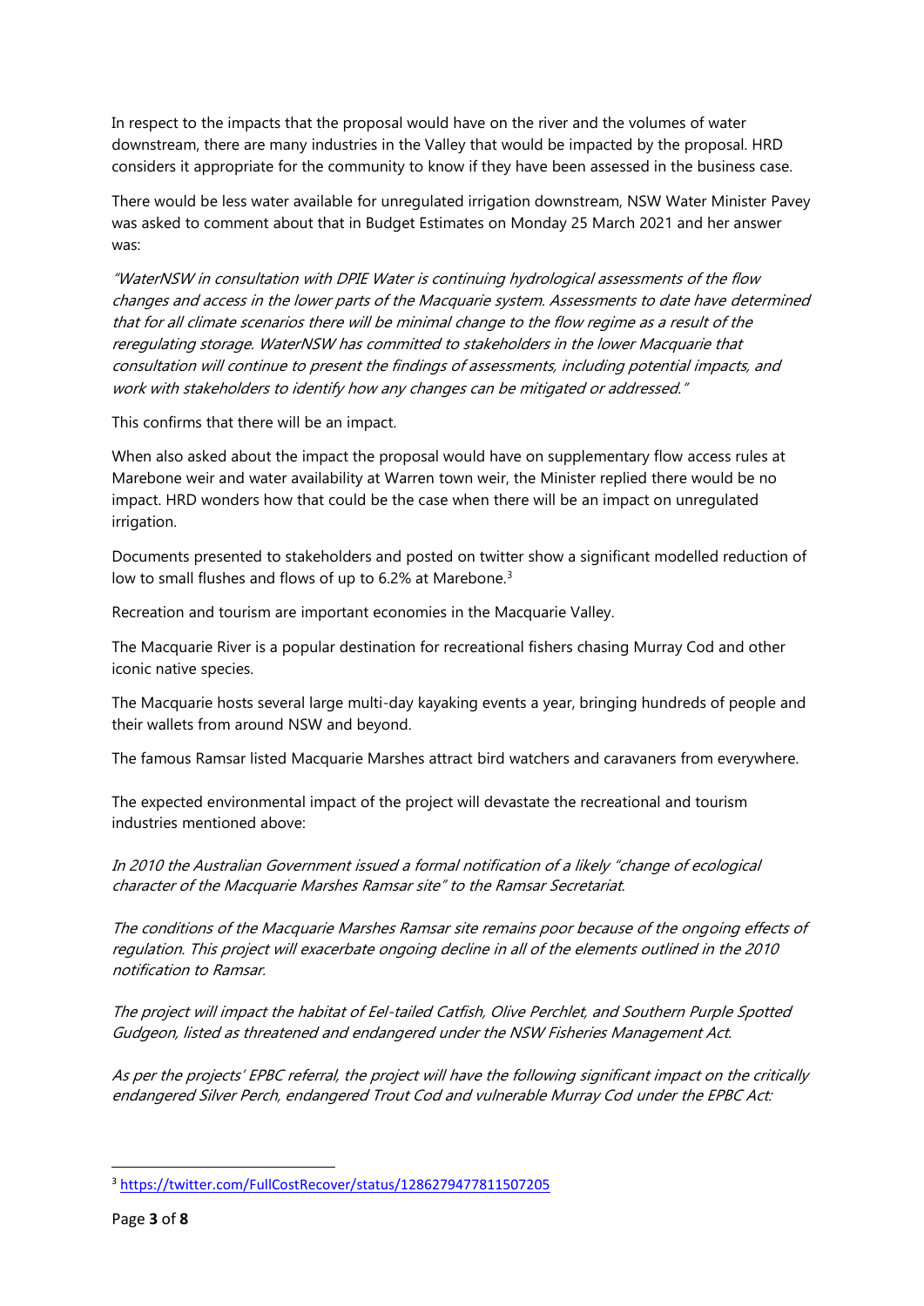In respect to the impacts that the proposal would have on the river and the volumes of water downstream, there are many industries in the Valley that would be impacted by the proposal. HRD considers it appropriate for the community to know if they have been assessed in the business case.

There would be less water available for unregulated irrigation downstream, NSW Water Minister Pavey was asked to comment about that in Budget Estimates on Monday 25 March 2021 and her answer was:

*"WaterNSW in consultation with DPIE Water is continuing hydrological assessments of the flow changes and access in the lower parts of the Macquarie system. Assessments to date have determined that for all climate scenarios there will be minimal change to the flow regime as a result of the reregulating storage. WaterNSW has committed to stakeholders in the lower Macquarie that consultation will continue to present the findings of assessments, including potential impacts, and work with stakeholders to identify how any changes can be mitigated or addressed."*

This confirms that there will be an impact.

When also asked about the impact the proposal would have on supplementary flow access rules at Marebone weir and water availability at Warren town weir, the Minister replied there would be no impact. HRD wonders how that could be the case when there will be an impact on unregulated irrigation.

Documents presented to stakeholders and posted on twitter show a significant modelled reduction of low to small flushes and flows of up to 6.2% at Marebone.[3]

Recreation and tourism are important economies in the Macquarie Valley.

The Macquarie River is a popular destination for recreational fishers chasing Murray Cod and other iconic native species.

The Macquarie hosts several large multi-day kayaking events a year, bringing hundreds of people and their wallets from around NSW and beyond.

The famous Ramsar listed Macquarie Marshes attract bird watchers and caravaners from everywhere.

The expected environmental impact of the project will devastate the recreational and tourism industries mentioned above:

*In 2010 the Australian Government issued a formal notification of a likely "change of ecological character of the Macquarie Marshes Ramsar site" to the Ramsar Secretariat.*

*The conditions of the Macquarie Marshes Ramsar site remains poor because of the ongoing effects of regulation. This project will exacerbate ongoing decline in all of the elements outlined in the 2010 notification to Ramsar.*

*The project will impact the habitat of Eel-tailed Catfish, Olive Perchlet, and Southern Purple Spotted Gudgeon, listed as threatened and endangered under the NSW Fisheries Management Act.*

*As per the projects' EPBC referral, the project will have the following significant impact on the critically endangered Silver Perch, endangered Trout Cod and vulnerable Murray Cod under the EPBC Act:*

---

[3] https://twitter.com/FullCostRecover/status/1286279477811507205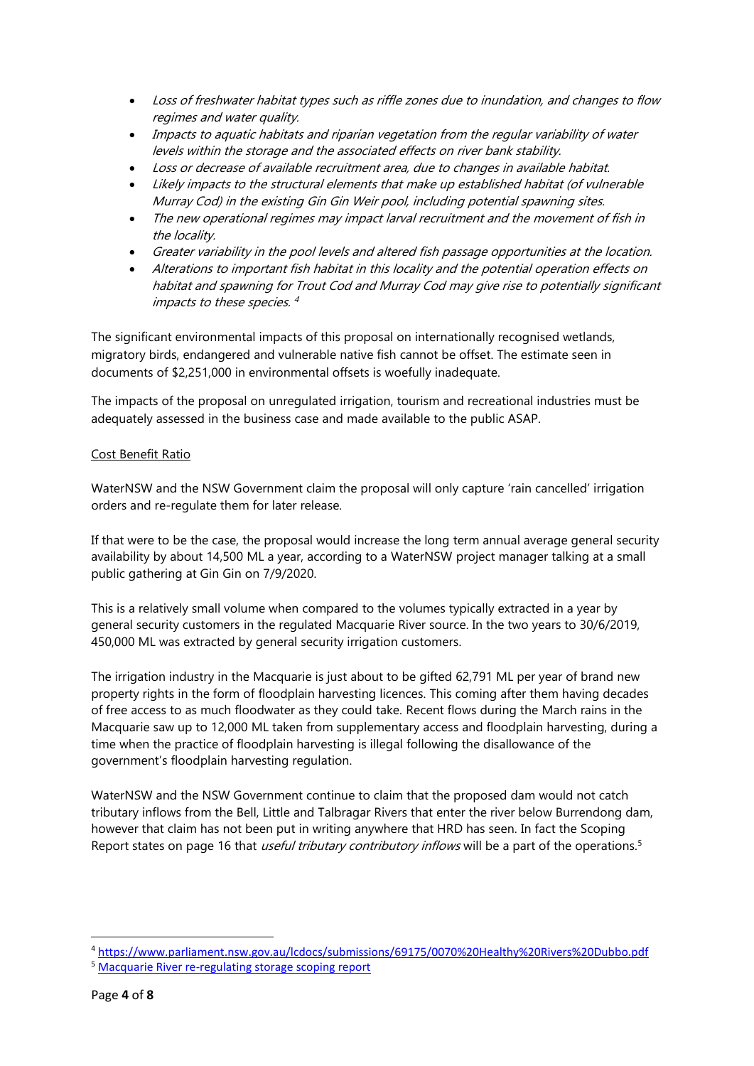- *Loss of freshwater habitat types such as riffle zones due to inundation, and changes to flow regimes and water quality.*
- *Impacts to aquatic habitats and riparian vegetation from the regular variability of water levels within the storage and the associated effects on river bank stability.*
- *Loss or decrease of available recruitment area, due to changes in available habitat.*
- *Likely impacts to the structural elements that make up established habitat (of vulnerable Murray Cod) in the existing Gin Gin Weir pool, including potential spawning sites.*
- *The new operational regimes may impact larval recruitment and the movement of fish in the locality.*
- *Greater variability in the pool levels and altered fish passage opportunities at the location.*
- *Alterations to important fish habitat in this locality and the potential operation effects on habitat and spawning for Trout Cod and Murray Cod may give rise to potentially significant impacts to these species.* [4]

The significant environmental impacts of this proposal on internationally recognised wetlands, migratory birds, endangered and vulnerable native fish cannot be offset. The estimate seen in documents of $2,251,000 in environmental offsets is woefully inadequate.

The impacts of the proposal on unregulated irrigation, tourism and recreational industries must be adequately assessed in the business case and made available to the public ASAP.

<u>Cost Benefit Ratio</u>

WaterNSW and the NSW Government claim the proposal will only capture 'rain cancelled' irrigation orders and re-regulate them for later release.

If that were to be the case, the proposal would increase the long term annual average general security availability by about 14,500 ML a year, according to a WaterNSW project manager talking at a small public gathering at Gin Gin on 7/9/2020.

This is a relatively small volume when compared to the volumes typically extracted in a year by general security customers in the regulated Macquarie River source. In the two years to 30/6/2019, 450,000 ML was extracted by general security irrigation customers.

The irrigation industry in the Macquarie is just about to be gifted 62,791 ML per year of brand new property rights in the form of floodplain harvesting licences. This coming after them having decades of free access to as much floodwater as they could take. Recent flows during the March rains in the Macquarie saw up to 12,000 ML taken from supplementary access and floodplain harvesting, during a time when the practice of floodplain harvesting is illegal following the disallowance of the government's floodplain harvesting regulation.

WaterNSW and the NSW Government continue to claim that the proposed dam would not catch tributary inflows from the Bell, Little and Talbragar Rivers that enter the river below Burrendong dam, however that claim has not been put in writing anywhere that HRD has seen. In fact the Scoping Report states on page 16 that *useful tributary contributory inflows* will be a part of the operations.[5]

---

[4] https://www.parliament.nsw.gov.au/lcdocs/submissions/69175/0070%20Healthy%20Rivers%20Dubbo.pdf

[5] Macquarie River re-regulating storage scoping report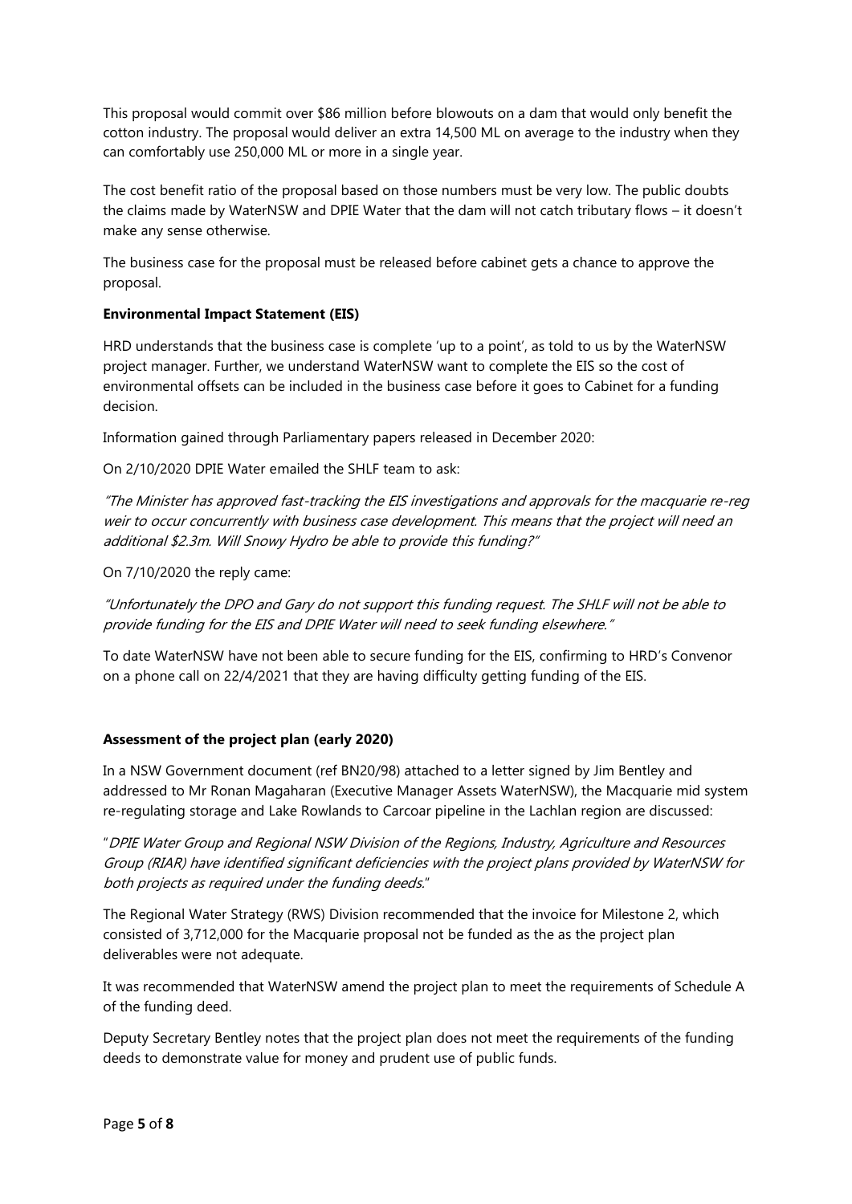This proposal would commit over $86 million before blowouts on a dam that would only benefit the cotton industry. The proposal would deliver an extra 14,500 ML on average to the industry when they can comfortably use 250,000 ML or more in a single year.

The cost benefit ratio of the proposal based on those numbers must be very low. The public doubts the claims made by WaterNSW and DPIE Water that the dam will not catch tributary flows – it doesn't make any sense otherwise.

The business case for the proposal must be released before cabinet gets a chance to approve the proposal.

**Environmental Impact Statement (EIS)**

HRD understands that the business case is complete 'up to a point', as told to us by the WaterNSW project manager. Further, we understand WaterNSW want to complete the EIS so the cost of environmental offsets can be included in the business case before it goes to Cabinet for a funding decision.

Information gained through Parliamentary papers released in December 2020:

On 2/10/2020 DPIE Water emailed the SHLF team to ask:

*"The Minister has approved fast-tracking the EIS investigations and approvals for the macquarie re-reg weir to occur concurrently with business case development. This means that the project will need an additional $2.3m. Will Snowy Hydro be able to provide this funding?"*

On 7/10/2020 the reply came:

*"Unfortunately the DPO and Gary do not support this funding request. The SHLF will not be able to provide funding for the EIS and DPIE Water will need to seek funding elsewhere."*

To date WaterNSW have not been able to secure funding for the EIS, confirming to HRD's Convenor on a phone call on 22/4/2021 that they are having difficulty getting funding of the EIS.

**Assessment of the project plan (early 2020)**

In a NSW Government document (ref BN20/98) attached to a letter signed by Jim Bentley and addressed to Mr Ronan Magaharan (Executive Manager Assets WaterNSW), the Macquarie mid system re-regulating storage and Lake Rowlands to Carcoar pipeline in the Lachlan region are discussed:

"*DPIE Water Group and Regional NSW Division of the Regions, Industry, Agriculture and Resources Group (RIAR) have identified significant deficiencies with the project plans provided by WaterNSW for both projects as required under the funding deeds.*"

The Regional Water Strategy (RWS) Division recommended that the invoice for Milestone 2, which consisted of 3,712,000 for the Macquarie proposal not be funded as the as the project plan deliverables were not adequate.

It was recommended that WaterNSW amend the project plan to meet the requirements of Schedule A of the funding deed.

Deputy Secretary Bentley notes that the project plan does not meet the requirements of the funding deeds to demonstrate value for money and prudent use of public funds.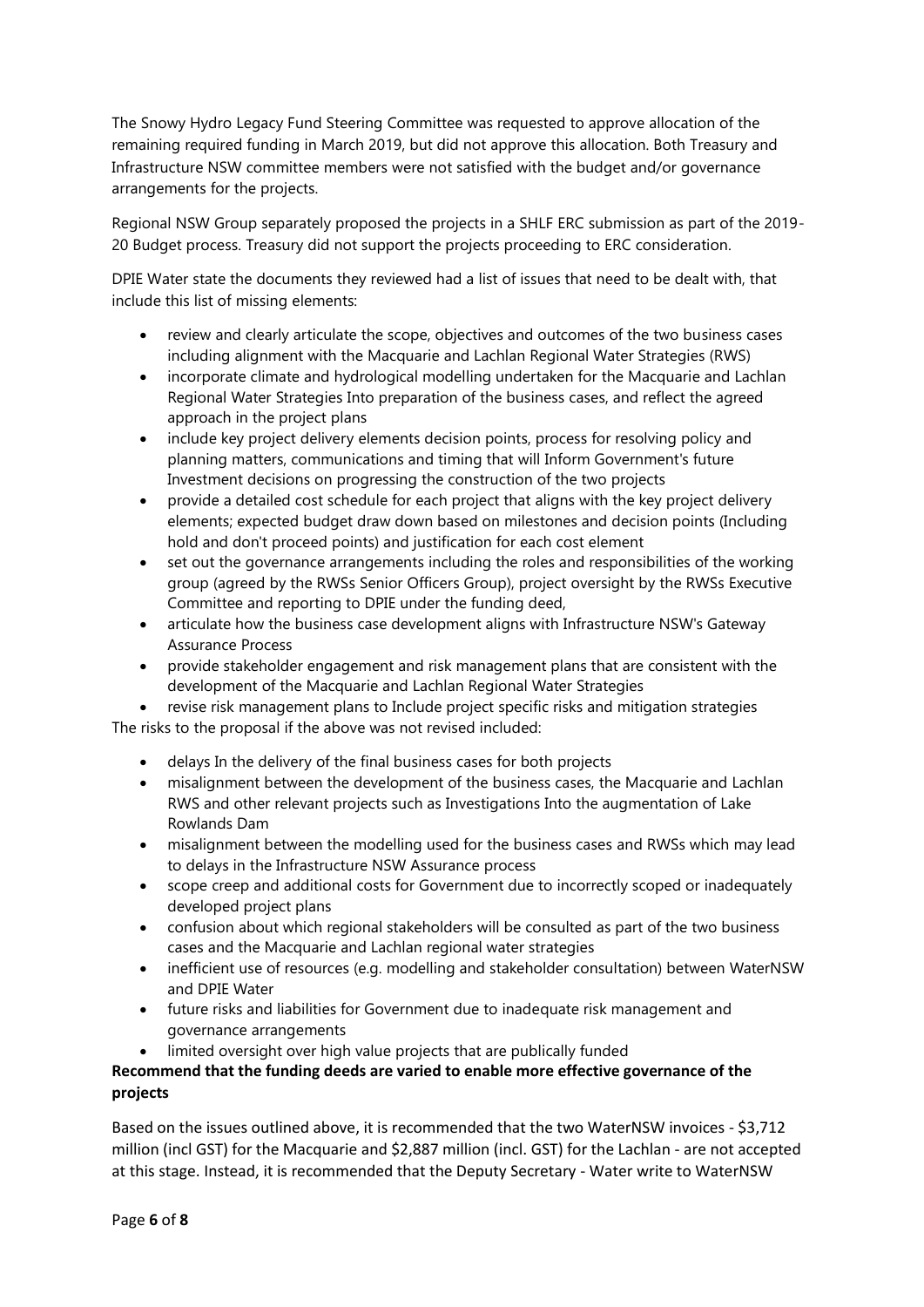The Snowy Hydro Legacy Fund Steering Committee was requested to approve allocation of the remaining required funding in March 2019, but did not approve this allocation. Both Treasury and Infrastructure NSW committee members were not satisfied with the budget and/or governance arrangements for the projects.

Regional NSW Group separately proposed the projects in a SHLF ERC submission as part of the 2019-20 Budget process. Treasury did not support the projects proceeding to ERC consideration.

DPIE Water state the documents they reviewed had a list of issues that need to be dealt with, that include this list of missing elements:

- review and clearly articulate the scope, objectives and outcomes of the two business cases including alignment with the Macquarie and Lachlan Regional Water Strategies (RWS)
- incorporate climate and hydrological modelling undertaken for the Macquarie and Lachlan Regional Water Strategies Into preparation of the business cases, and reflect the agreed approach in the project plans
- include key project delivery elements decision points, process for resolving policy and planning matters, communications and timing that will Inform Government's future Investment decisions on progressing the construction of the two projects
- provide a detailed cost schedule for each project that aligns with the key project delivery elements; expected budget draw down based on milestones and decision points (Including hold and don't proceed points) and justification for each cost element
- set out the governance arrangements including the roles and responsibilities of the working group (agreed by the RWSs Senior Officers Group), project oversight by the RWSs Executive Committee and reporting to DPIE under the funding deed,
- articulate how the business case development aligns with Infrastructure NSW's Gateway Assurance Process
- provide stakeholder engagement and risk management plans that are consistent with the development of the Macquarie and Lachlan Regional Water Strategies
- revise risk management plans to Include project specific risks and mitigation strategies

The risks to the proposal if the above was not revised included:

- delays In the delivery of the final business cases for both projects
- misalignment between the development of the business cases, the Macquarie and Lachlan RWS and other relevant projects such as Investigations Into the augmentation of Lake Rowlands Dam
- misalignment between the modelling used for the business cases and RWSs which may lead to delays in the Infrastructure NSW Assurance process
- scope creep and additional costs for Government due to incorrectly scoped or inadequately developed project plans
- confusion about which regional stakeholders will be consulted as part of the two business cases and the Macquarie and Lachlan regional water strategies
- inefficient use of resources (e.g. modelling and stakeholder consultation) between WaterNSW and DPIE Water
- future risks and liabilities for Government due to inadequate risk management and governance arrangements
- limited oversight over high value projects that are publically funded

**Recommend that the funding deeds are varied to enable more effective governance of the projects**

Based on the issues outlined above, it is recommended that the two WaterNSW invoices - $3,712 million (incl GST) for the Macquarie and $2,887 million (incl. GST) for the Lachlan - are not accepted at this stage. Instead, it is recommended that the Deputy Secretary - Water write to WaterNSW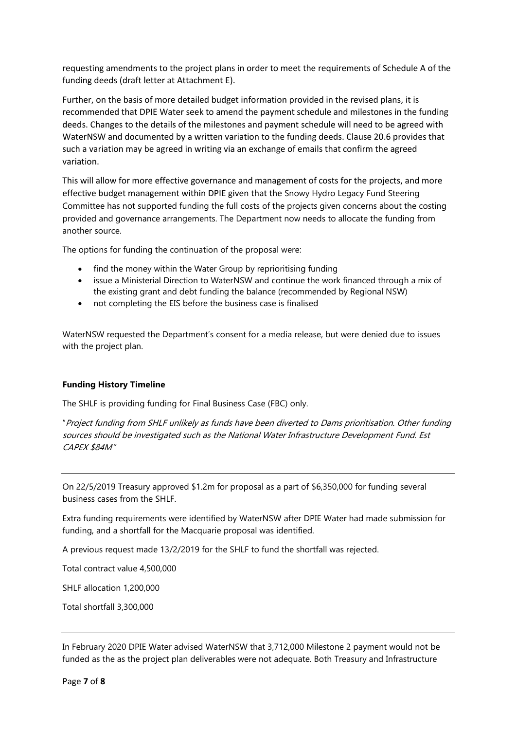requesting amendments to the project plans in order to meet the requirements of Schedule A of the funding deeds (draft letter at Attachment E).

Further, on the basis of more detailed budget information provided in the revised plans, it is recommended that DPIE Water seek to amend the payment schedule and milestones in the funding deeds. Changes to the details of the milestones and payment schedule will need to be agreed with WaterNSW and documented by a written variation to the funding deeds. Clause 20.6 provides that such a variation may be agreed in writing via an exchange of emails that confirm the agreed variation.

This will allow for more effective governance and management of costs for the projects, and more effective budget management within DPIE given that the Snowy Hydro Legacy Fund Steering Committee has not supported funding the full costs of the projects given concerns about the costing provided and governance arrangements. The Department now needs to allocate the funding from another source.

The options for funding the continuation of the proposal were:

- find the money within the Water Group by reprioritising funding
- issue a Ministerial Direction to WaterNSW and continue the work financed through a mix of the existing grant and debt funding the balance (recommended by Regional NSW)
- not completing the EIS before the business case is finalised

WaterNSW requested the Department's consent for a media release, but were denied due to issues with the project plan.

**Funding History Timeline**

The SHLF is providing funding for Final Business Case (FBC) only.

"*Project funding from SHLF unlikely as funds have been diverted to Dams prioritisation. Other funding sources should be investigated such as the National Water Infrastructure Development Fund. Est CAPEX $84M*"

---

On 22/5/2019 Treasury approved $1.2m for proposal as a part of $6,350,000 for funding several business cases from the SHLF.

Extra funding requirements were identified by WaterNSW after DPIE Water had made submission for funding, and a shortfall for the Macquarie proposal was identified.

A previous request made 13/2/2019 for the SHLF to fund the shortfall was rejected.

Total contract value 4,500,000

SHLF allocation 1,200,000

Total shortfall 3,300,000

---

In February 2020 DPIE Water advised WaterNSW that 3,712,000 Milestone 2 payment would not be funded as the as the project plan deliverables were not adequate. Both Treasury and Infrastructure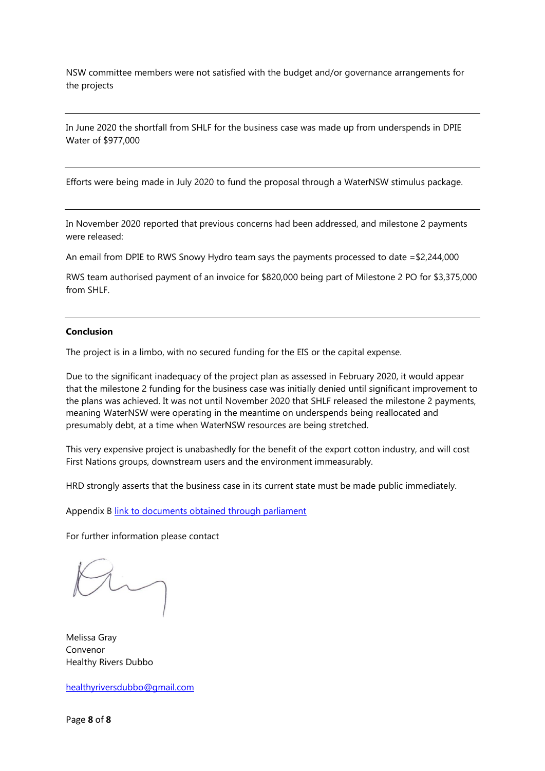NSW committee members were not satisfied with the budget and/or governance arrangements for the projects

---

In June 2020 the shortfall from SHLF for the business case was made up from underspends in DPIE Water of $977,000

---

Efforts were being made in July 2020 to fund the proposal through a WaterNSW stimulus package.

---

In November 2020 reported that previous concerns had been addressed, and milestone 2 payments were released:

An email from DPIE to RWS Snowy Hydro team says the payments processed to date =$2,244,000

RWS team authorised payment of an invoice for $820,000 being part of Milestone 2 PO for $3,375,000 from SHLF.

---

**Conclusion**

The project is in a limbo, with no secured funding for the EIS or the capital expense.

Due to the significant inadequacy of the project plan as assessed in February 2020, it would appear that the milestone 2 funding for the business case was initially denied until significant improvement to the plans was achieved. It was not until November 2020 that SHLF released the milestone 2 payments, meaning WaterNSW were operating in the meantime on underspends being reallocated and presumably debt, at a time when WaterNSW resources are being stretched.

This very expensive project is unabashedly for the benefit of the export cotton industry, and will cost First Nations groups, downstream users and the environment immeasurably.

HRD strongly asserts that the business case in its current state must be made public immediately.

Appendix B [link to documents obtained through parliament]

For further information please contact

Melissa Gray
Convenor
Healthy Rivers Dubbo

healthyriversdubbo@gmail.com